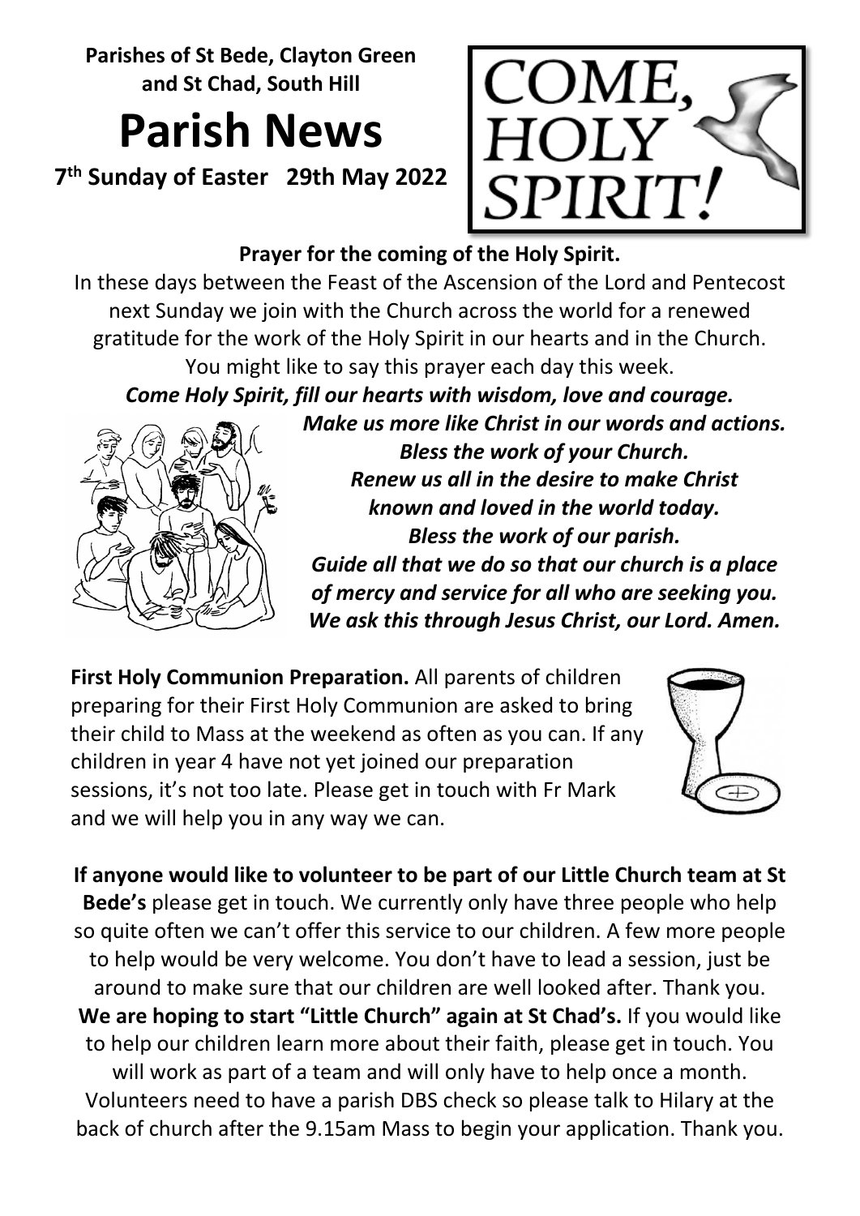**Parishes of St Bede, Clayton Green and St Chad, South Hill**

# Parish News

**7th Sunday of Easter 29th May 2022**

COME, HOLY SPIRIT!

**Prayer for the coming of the Holy Spirit.**

In these days between the Feast of the Ascension of the Lord and Pentecost next Sunday we join with the Church across the world for a renewed gratitude for the work of the Holy Spirit in our hearts and in the Church. You might like to say this prayer each day this week.

***Come Holy Spirit, fill our hearts with wisdom, love and courage.***
***Make us more like Christ in our words and actions.***
***Bless the work of your Church.***
***Renew us all in the desire to make Christ known and loved in the world today.***
***Bless the work of our parish.***
***Guide all that we do so that our church is a place of mercy and service for all who are seeking you.***
***We ask this through Jesus Christ, our Lord. Amen.***

**First Holy Communion Preparation.** All parents of children preparing for their First Holy Communion are asked to bring their child to Mass at the weekend as often as you can. If any children in year 4 have not yet joined our preparation sessions, it's not too late. Please get in touch with Fr Mark and we will help you in any way we can.

**If anyone would like to volunteer to be part of our Little Church team at St Bede's** please get in touch. We currently only have three people who help so quite often we can't offer this service to our children. A few more people to help would be very welcome. You don't have to lead a session, just be around to make sure that our children are well looked after. Thank you.

**We are hoping to start "Little Church" again at St Chad's.** If you would like to help our children learn more about their faith, please get in touch. You will work as part of a team and will only have to help once a month. Volunteers need to have a parish DBS check so please talk to Hilary at the back of church after the 9.15am Mass to begin your application. Thank you.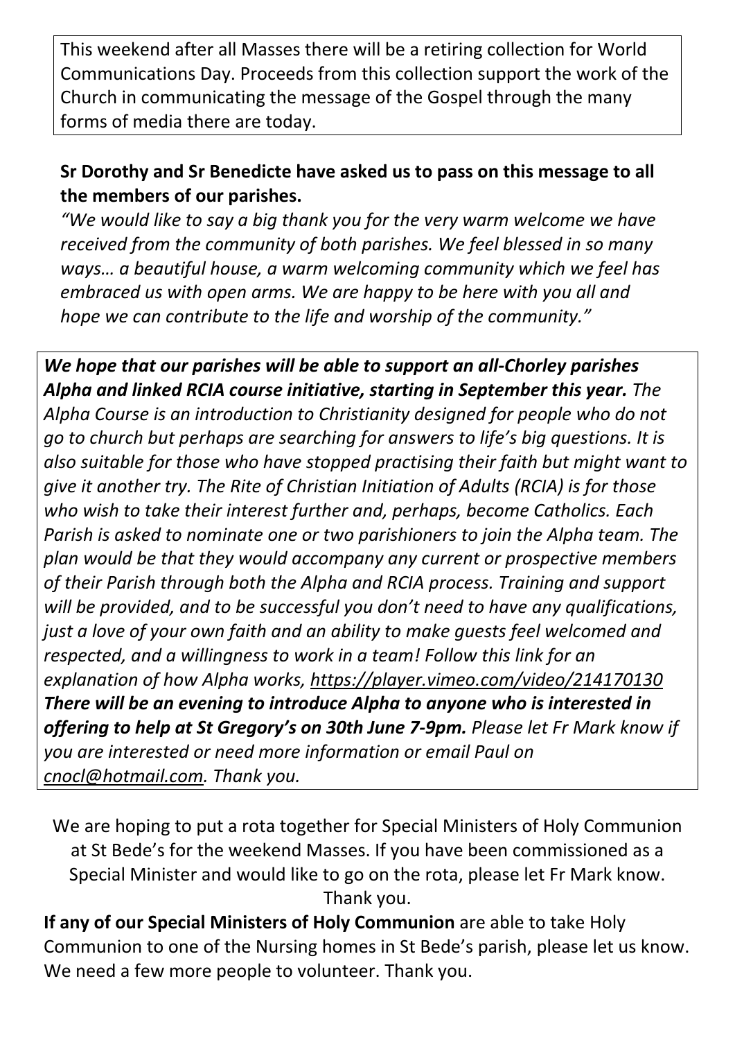This weekend after all Masses there will be a retiring collection for World Communications Day. Proceeds from this collection support the work of the Church in communicating the message of the Gospel through the many forms of media there are today.

**Sr Dorothy and Sr Benedicte have asked us to pass on this message to all the members of our parishes.**

*"We would like to say a big thank you for the very warm welcome we have received from the community of both parishes. We feel blessed in so many ways… a beautiful house, a warm welcoming community which we feel has embraced us with open arms. We are happy to be here with you all and hope we can contribute to the life and worship of the community."*

***We hope that our parishes will be able to support an all-Chorley parishes Alpha and linked RCIA course initiative, starting in September this year.*** *The Alpha Course is an introduction to Christianity designed for people who do not go to church but perhaps are searching for answers to life's big questions. It is also suitable for those who have stopped practising their faith but might want to give it another try. The Rite of Christian Initiation of Adults (RCIA) is for those who wish to take their interest further and, perhaps, become Catholics. Each Parish is asked to nominate one or two parishioners to join the Alpha team. The plan would be that they would accompany any current or prospective members of their Parish through both the Alpha and RCIA process. Training and support will be provided, and to be successful you don't need to have any qualifications, just a love of your own faith and an ability to make guests feel welcomed and respected, and a willingness to work in a team! Follow this link for an explanation of how Alpha works, https://player.vimeo.com/video/214170130* ***There will be an evening to introduce Alpha to anyone who is interested in offering to help at St Gregory's on 30th June 7-9pm.*** *Please let Fr Mark know if you are interested or need more information or email Paul on cnocl@hotmail.com. Thank you.*

We are hoping to put a rota together for Special Ministers of Holy Communion at St Bede's for the weekend Masses. If you have been commissioned as a Special Minister and would like to go on the rota, please let Fr Mark know. Thank you.

**If any of our Special Ministers of Holy Communion** are able to take Holy Communion to one of the Nursing homes in St Bede's parish, please let us know. We need a few more people to volunteer. Thank you.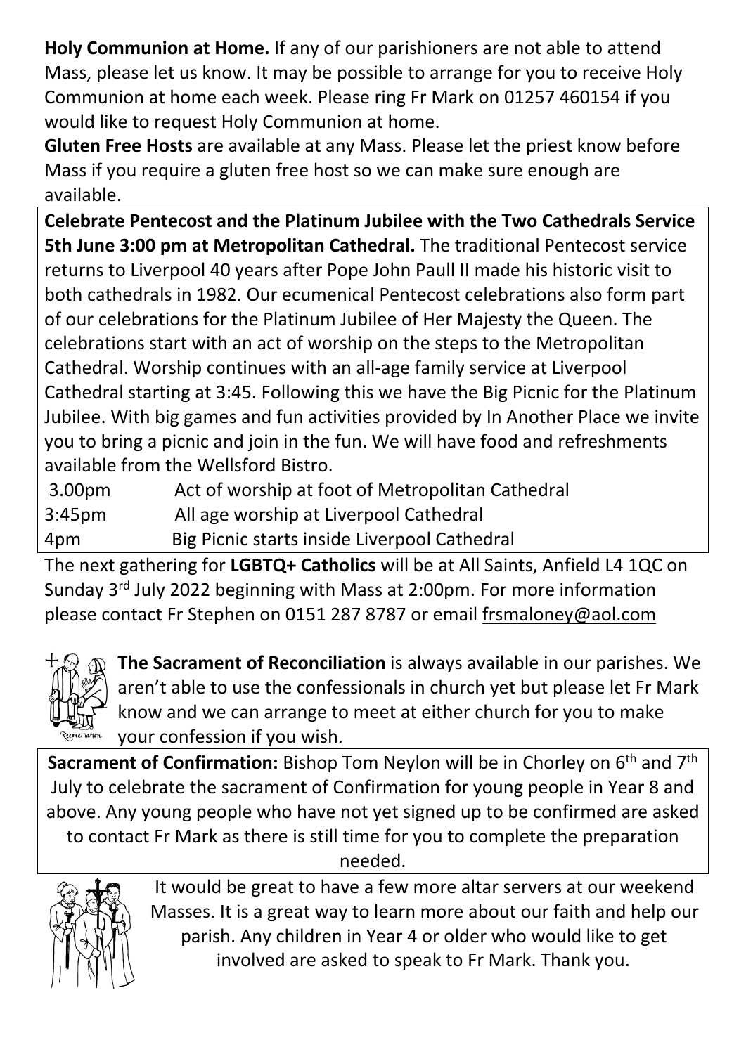**Holy Communion at Home.** If any of our parishioners are not able to attend Mass, please let us know. It may be possible to arrange for you to receive Holy Communion at home each week. Please ring Fr Mark on 01257 460154 if you would like to request Holy Communion at home.

**Gluten Free Hosts** are available at any Mass. Please let the priest know before Mass if you require a gluten free host so we can make sure enough are available.

**Celebrate Pentecost and the Platinum Jubilee with the Two Cathedrals Service 5th June 3:00 pm at Metropolitan Cathedral.** The traditional Pentecost service returns to Liverpool 40 years after Pope John Paull II made his historic visit to both cathedrals in 1982. Our ecumenical Pentecost celebrations also form part of our celebrations for the Platinum Jubilee of Her Majesty the Queen. The celebrations start with an act of worship on the steps to the Metropolitan Cathedral. Worship continues with an all-age family service at Liverpool Cathedral starting at 3:45. Following this we have the Big Picnic for the Platinum Jubilee. With big games and fun activities provided by In Another Place we invite you to bring a picnic and join in the fun. We will have food and refreshments available from the Wellsford Bistro.

| | |
|---|---|
| 3.00pm | Act of worship at foot of Metropolitan Cathedral |
| 3:45pm | All age worship at Liverpool Cathedral |
| 4pm | Big Picnic starts inside Liverpool Cathedral |

The next gathering for **LGBTQ+ Catholics** will be at All Saints, Anfield L4 1QC on Sunday 3rd July 2022 beginning with Mass at 2:00pm. For more information please contact Fr Stephen on 0151 287 8787 or email frsmaloney@aol.com

**The Sacrament of Reconciliation** is always available in our parishes. We aren't able to use the confessionals in church yet but please let Fr Mark know and we can arrange to meet at either church for you to make your confession if you wish.

**Sacrament of Confirmation:** Bishop Tom Neylon will be in Chorley on 6th and 7th July to celebrate the sacrament of Confirmation for young people in Year 8 and above. Any young people who have not yet signed up to be confirmed are asked to contact Fr Mark as there is still time for you to complete the preparation needed.

It would be great to have a few more altar servers at our weekend Masses. It is a great way to learn more about our faith and help our parish. Any children in Year 4 or older who would like to get involved are asked to speak to Fr Mark. Thank you.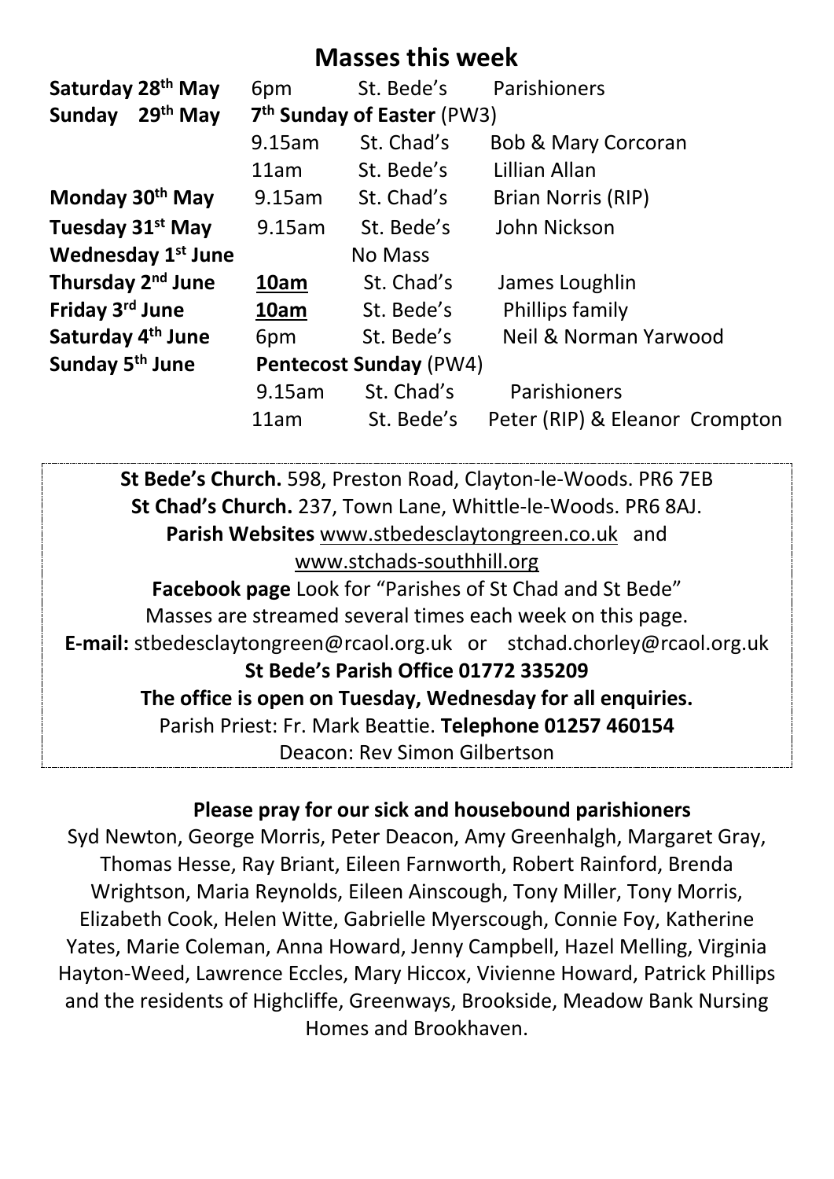## Masses this week

| | | | |
|---|---|---|---|
| **Saturday 28th May** | 6pm | St. Bede's | Parishioners |
| **Sunday 29th May** | **7th Sunday of Easter** (PW3) | | |
| | 9.15am | St. Chad's | Bob & Mary Corcoran |
| | 11am | St. Bede's | Lillian Allan |
| **Monday 30th May** | 9.15am | St. Chad's | Brian Norris (RIP) |
| **Tuesday 31st May** | 9.15am | St. Bede's | John Nickson |
| **Wednesday 1st June** | | No Mass | |
| **Thursday 2nd June** | **10am** | St. Chad's | James Loughlin |
| **Friday 3rd June** | **10am** | St. Bede's | Phillips family |
| **Saturday 4th June** | 6pm | St. Bede's | Neil & Norman Yarwood |
| **Sunday 5th June** | **Pentecost Sunday** (PW4) | | |
| | 9.15am | St. Chad's | Parishioners |
| | 11am | St. Bede's | Peter (RIP) & Eleanor Crompton |

**St Bede's Church.** 598, Preston Road, Clayton-le-Woods. PR6 7EB
**St Chad's Church.** 237, Town Lane, Whittle-le-Woods. PR6 8AJ.
**Parish Websites** www.stbedesclaytongreen.co.uk and www.stchads-southhill.org
**Facebook page** Look for "Parishes of St Chad and St Bede"
Masses are streamed several times each week on this page.
**E-mail:** stbedesclaytongreen@rcaol.org.uk or stchad.chorley@rcaol.org.uk
**St Bede's Parish Office 01772 335209**
**The office is open on Tuesday, Wednesday for all enquiries.**
Parish Priest: Fr. Mark Beattie. **Telephone 01257 460154**
Deacon: Rev Simon Gilbertson

**Please pray for our sick and housebound parishioners**

Syd Newton, George Morris, Peter Deacon, Amy Greenhalgh, Margaret Gray, Thomas Hesse, Ray Briant, Eileen Farnworth, Robert Rainford, Brenda Wrightson, Maria Reynolds, Eileen Ainscough, Tony Miller, Tony Morris, Elizabeth Cook, Helen Witte, Gabrielle Myerscough, Connie Foy, Katherine Yates, Marie Coleman, Anna Howard, Jenny Campbell, Hazel Melling, Virginia Hayton-Weed, Lawrence Eccles, Mary Hiccox, Vivienne Howard, Patrick Phillips and the residents of Highcliffe, Greenways, Brookside, Meadow Bank Nursing Homes and Brookhaven.